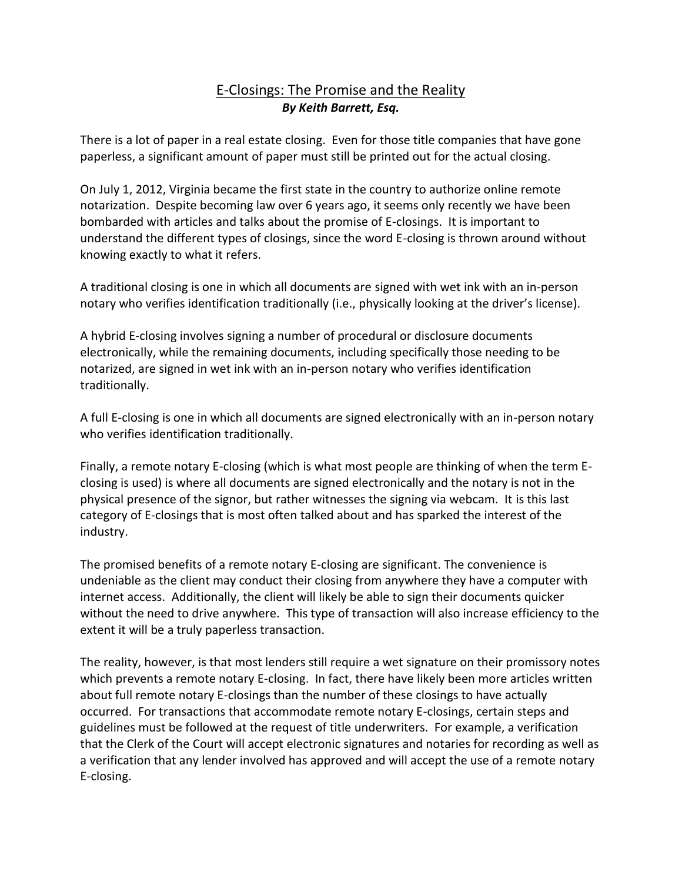# <u>E-Closings: The Promise and the Reality</u>

***By Keith Barrett, Esq.***

There is a lot of paper in a real estate closing. Even for those title companies that have gone paperless, a significant amount of paper must still be printed out for the actual closing.

On July 1, 2012, Virginia became the first state in the country to authorize online remote notarization. Despite becoming law over 6 years ago, it seems only recently we have been bombarded with articles and talks about the promise of E-closings. It is important to understand the different types of closings, since the word E-closing is thrown around without knowing exactly to what it refers.

A traditional closing is one in which all documents are signed with wet ink with an in-person notary who verifies identification traditionally (i.e., physically looking at the driver's license).

A hybrid E-closing involves signing a number of procedural or disclosure documents electronically, while the remaining documents, including specifically those needing to be notarized, are signed in wet ink with an in-person notary who verifies identification traditionally.

A full E-closing is one in which all documents are signed electronically with an in-person notary who verifies identification traditionally.

Finally, a remote notary E-closing (which is what most people are thinking of when the term E-closing is used) is where all documents are signed electronically and the notary is not in the physical presence of the signor, but rather witnesses the signing via webcam. It is this last category of E-closings that is most often talked about and has sparked the interest of the industry.

The promised benefits of a remote notary E-closing are significant. The convenience is undeniable as the client may conduct their closing from anywhere they have a computer with internet access. Additionally, the client will likely be able to sign their documents quicker without the need to drive anywhere. This type of transaction will also increase efficiency to the extent it will be a truly paperless transaction.

The reality, however, is that most lenders still require a wet signature on their promissory notes which prevents a remote notary E-closing. In fact, there have likely been more articles written about full remote notary E-closings than the number of these closings to have actually occurred. For transactions that accommodate remote notary E-closings, certain steps and guidelines must be followed at the request of title underwriters. For example, a verification that the Clerk of the Court will accept electronic signatures and notaries for recording as well as a verification that any lender involved has approved and will accept the use of a remote notary E-closing.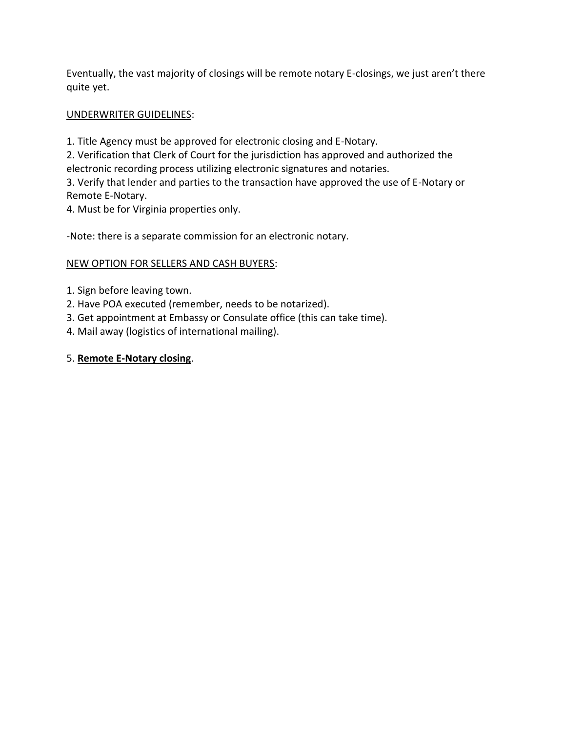Eventually, the vast majority of closings will be remote notary E-closings, we just aren't there quite yet.

<u>UNDERWRITER GUIDELINES</u>:

1. Title Agency must be approved for electronic closing and E-Notary.
2. Verification that Clerk of Court for the jurisdiction has approved and authorized the electronic recording process utilizing electronic signatures and notaries.
3. Verify that lender and parties to the transaction have approved the use of E-Notary or Remote E-Notary.
4. Must be for Virginia properties only.

-Note: there is a separate commission for an electronic notary.

<u>NEW OPTION FOR SELLERS AND CASH BUYERS</u>:

1. Sign before leaving town.
2. Have POA executed (remember, needs to be notarized).
3. Get appointment at Embassy or Consulate office (this can take time).
4. Mail away (logistics of international mailing).

5. **<u>Remote E-Notary closing</u>**.